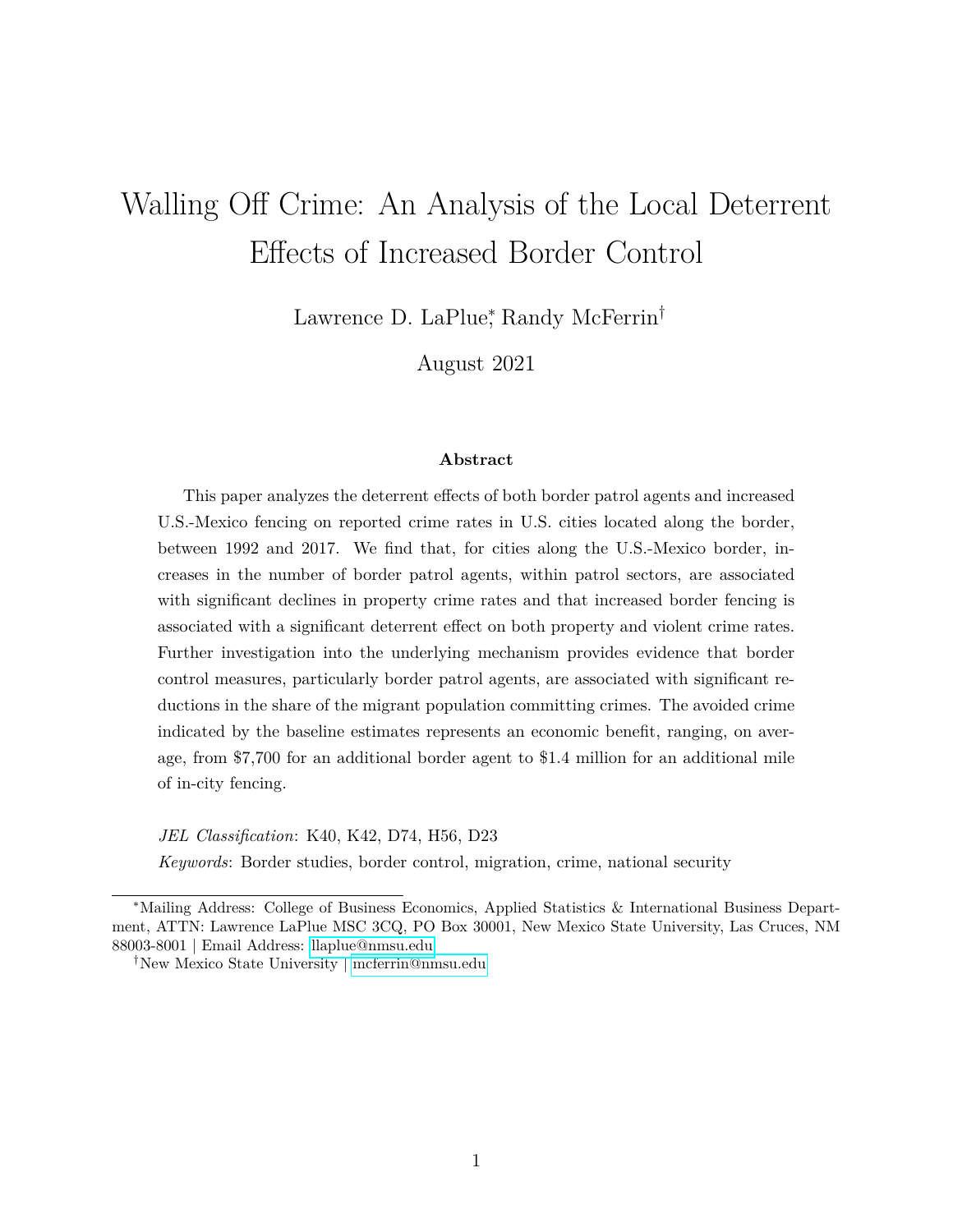# Walling Off Crime: An Analysis of the Local Deterrent Effects of Increased Border Control

Lawrence D. LaPlue[*], Randy McFerrin[†]

August 2021

### Abstract

This paper analyzes the deterrent effects of both border patrol agents and increased U.S.-Mexico fencing on reported crime rates in U.S. cities located along the border, between 1992 and 2017. We find that, for cities along the U.S.-Mexico border, increases in the number of border patrol agents, within patrol sectors, are associated with significant declines in property crime rates and that increased border fencing is associated with a significant deterrent effect on both property and violent crime rates. Further investigation into the underlying mechanism provides evidence that border control measures, particularly border patrol agents, are associated with significant reductions in the share of the migrant population committing crimes. The avoided crime indicated by the baseline estimates represents an economic benefit, ranging, on average, from $7,700 for an additional border agent to $1.4 million for an additional mile of in-city fencing.

*JEL Classification*: K40, K42, D74, H56, D23

*Keywords*: Border studies, border control, migration, crime, national security

[*] Mailing Address: College of Business Economics, Applied Statistics & International Business Department, ATTN: Lawrence LaPlue MSC 3CQ, PO Box 30001, New Mexico State University, Las Cruces, NM 88003-8001 | Email Address: llaplue@nmsu.edu

[†] New Mexico State University | mcferrin@nmsu.edu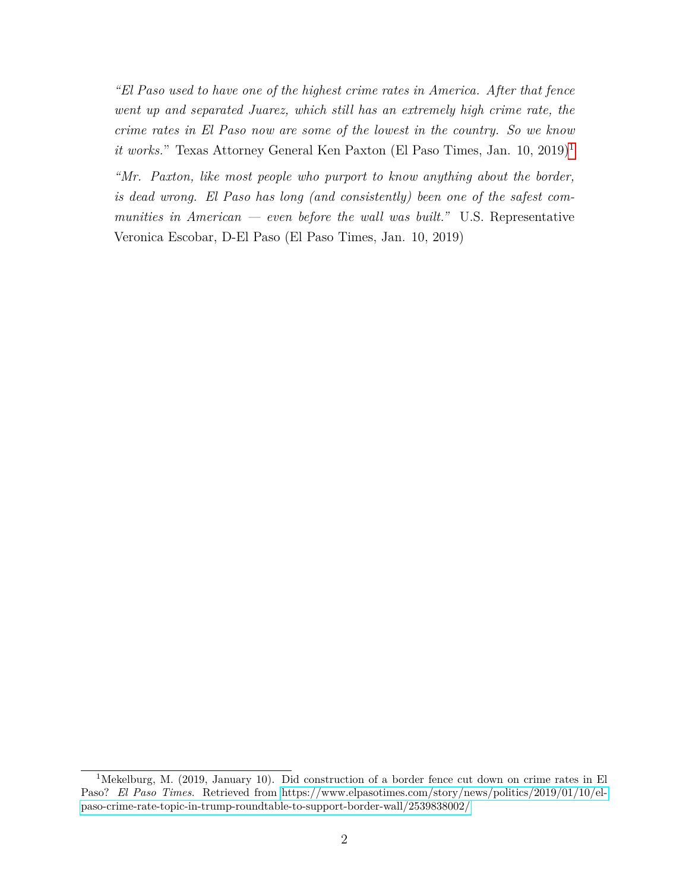*"El Paso used to have one of the highest crime rates in America. After that fence went up and separated Juarez, which still has an extremely high crime rate, the crime rates in El Paso now are some of the lowest in the country. So we know it works."* Texas Attorney General Ken Paxton (El Paso Times, Jan. 10, 2019)[1]

*"Mr. Paxton, like most people who purport to know anything about the border, is dead wrong. El Paso has long (and consistently) been one of the safest communities in American — even before the wall was built."* U.S. Representative Veronica Escobar, D-El Paso (El Paso Times, Jan. 10, 2019)

[1] Mekelburg, M. (2019, January 10). Did construction of a border fence cut down on crime rates in El Paso? *El Paso Times*. Retrieved from https://www.elpasotimes.com/story/news/politics/2019/01/10/el-paso-crime-rate-topic-in-trump-roundtable-to-support-border-wall/2539838002/